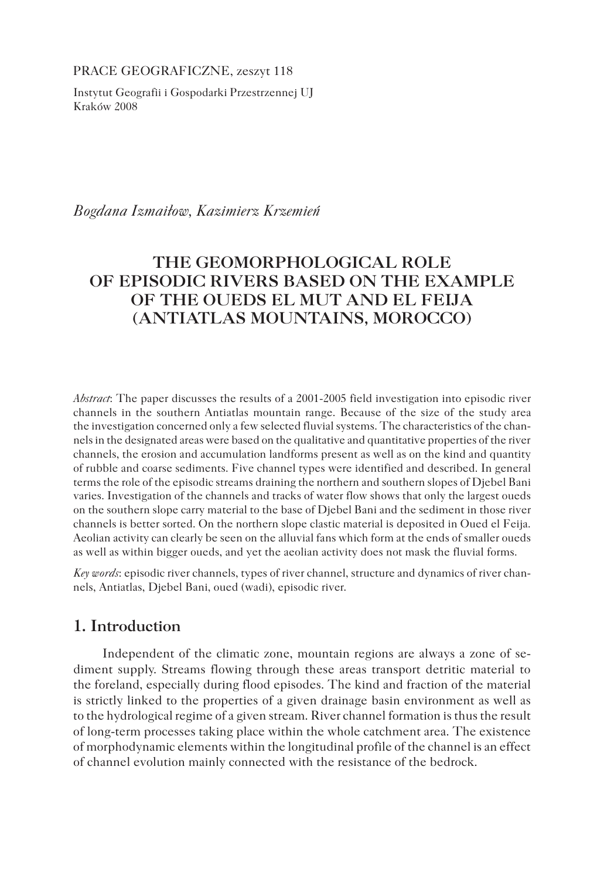PRACE GEOGRAFICZNE, zeszyt 118

Instytut Geografii i Gospodarki Przestrzennej UJ
Kraków 2008

*Bogdana Izmaiłow, Kazimierz Krzemień*

# THE GEOMORPHOLOGICAL ROLE OF EPISODIC RIVERS BASED ON THE EXAMPLE OF THE OUEDS EL MUT AND EL FEIJA (ANTIATLAS MOUNTAINS, MOROCCO)

*Abstract*: The paper discusses the results of a 2001-2005 field investigation into episodic river channels in the southern Antiatlas mountain range. Because of the size of the study area the investigation concerned only a few selected fluvial systems. The characteristics of the channels in the designated areas were based on the qualitative and quantitative properties of the river channels, the erosion and accumulation landforms present as well as on the kind and quantity of rubble and coarse sediments. Five channel types were identified and described. In general terms the role of the episodic streams draining the northern and southern slopes of Djebel Bani varies. Investigation of the channels and tracks of water flow shows that only the largest oueds on the southern slope carry material to the base of Djebel Bani and the sediment in those river channels is better sorted. On the northern slope clastic material is deposited in Oued el Feija. Aeolian activity can clearly be seen on the alluvial fans which form at the ends of smaller oueds as well as within bigger oueds, and yet the aeolian activity does not mask the fluvial forms.

*Key words*: episodic river channels, types of river channel, structure and dynamics of river channels, Antiatlas, Djebel Bani, oued (wadi), episodic river.

## 1. Introduction

Independent of the climatic zone, mountain regions are always a zone of sediment supply. Streams flowing through these areas transport detritic material to the foreland, especially during flood episodes. The kind and fraction of the material is strictly linked to the properties of a given drainage basin environment as well as to the hydrological regime of a given stream. River channel formation is thus the result of long-term processes taking place within the whole catchment area. The existence of morphodynamic elements within the longitudinal profile of the channel is an effect of channel evolution mainly connected with the resistance of the bedrock.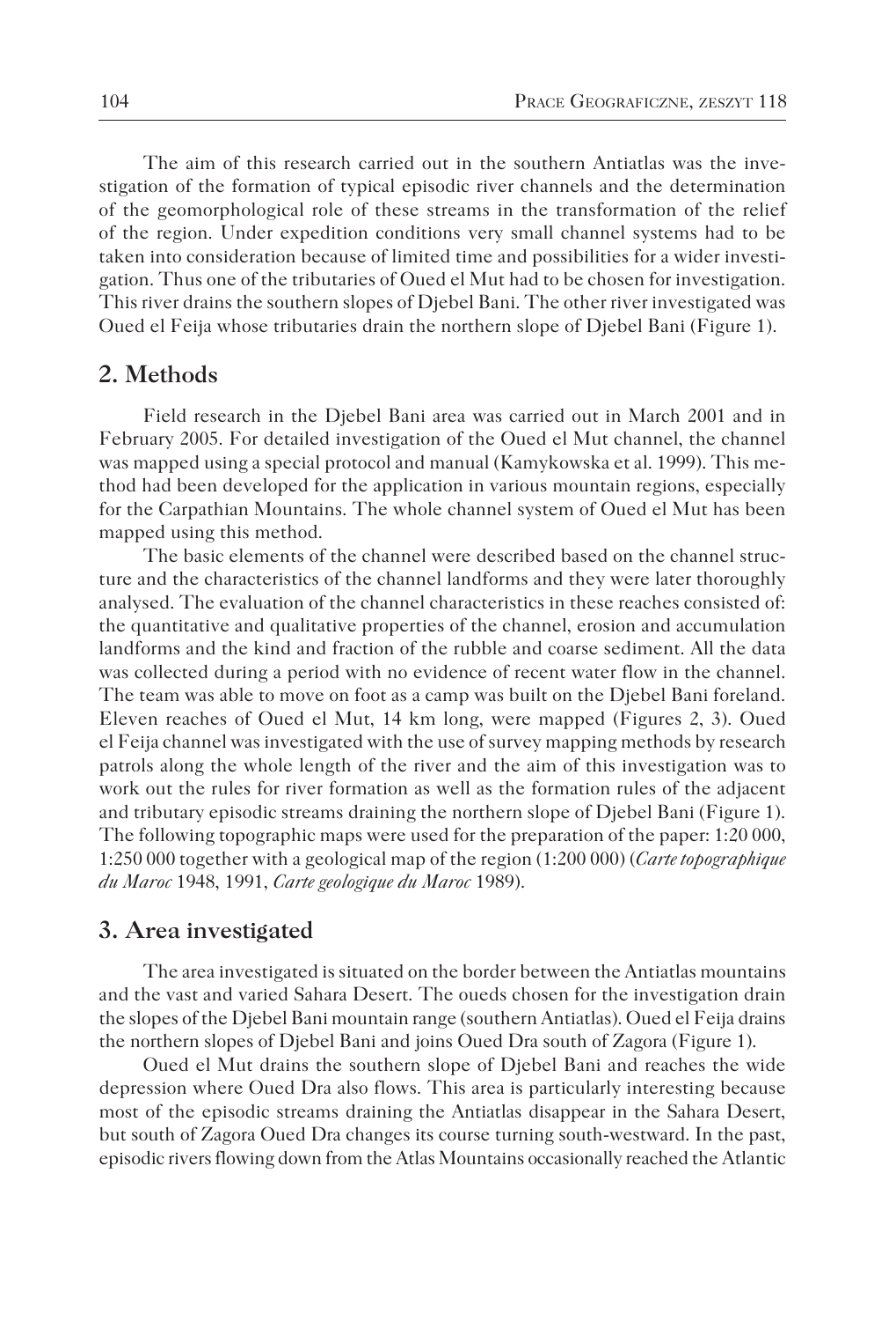The aim of this research carried out in the southern Antiatlas was the investigation of the formation of typical episodic river channels and the determination of the geomorphological role of these streams in the transformation of the relief of the region. Under expedition conditions very small channel systems had to be taken into consideration because of limited time and possibilities for a wider investigation. Thus one of the tributaries of Oued el Mut had to be chosen for investigation. This river drains the southern slopes of Djebel Bani. The other river investigated was Oued el Feija whose tributaries drain the northern slope of Djebel Bani (Figure 1).

## 2. Methods

Field research in the Djebel Bani area was carried out in March 2001 and in February 2005. For detailed investigation of the Oued el Mut channel, the channel was mapped using a special protocol and manual (Kamykowska et al. 1999). This method had been developed for the application in various mountain regions, especially for the Carpathian Mountains. The whole channel system of Oued el Mut has been mapped using this method.

The basic elements of the channel were described based on the channel structure and the characteristics of the channel landforms and they were later thoroughly analysed. The evaluation of the channel characteristics in these reaches consisted of: the quantitative and qualitative properties of the channel, erosion and accumulation landforms and the kind and fraction of the rubble and coarse sediment. All the data was collected during a period with no evidence of recent water flow in the channel. The team was able to move on foot as a camp was built on the Djebel Bani foreland. Eleven reaches of Oued el Mut, 14 km long, were mapped (Figures 2, 3). Oued el Feija channel was investigated with the use of survey mapping methods by research patrols along the whole length of the river and the aim of this investigation was to work out the rules for river formation as well as the formation rules of the adjacent and tributary episodic streams draining the northern slope of Djebel Bani (Figure 1). The following topographic maps were used for the preparation of the paper: 1:20 000, 1:250 000 together with a geological map of the region (1:200 000) (*Carte topographique du Maroc* 1948, 1991, *Carte geologique du Maroc* 1989).

## 3. Area investigated

The area investigated is situated on the border between the Antiatlas mountains and the vast and varied Sahara Desert. The oueds chosen for the investigation drain the slopes of the Djebel Bani mountain range (southern Antiatlas). Oued el Feija drains the northern slopes of Djebel Bani and joins Oued Dra south of Zagora (Figure 1).

Oued el Mut drains the southern slope of Djebel Bani and reaches the wide depression where Oued Dra also flows. This area is particularly interesting because most of the episodic streams draining the Antiatlas disappear in the Sahara Desert, but south of Zagora Oued Dra changes its course turning south-westward. In the past, episodic rivers flowing down from the Atlas Mountains occasionally reached the Atlantic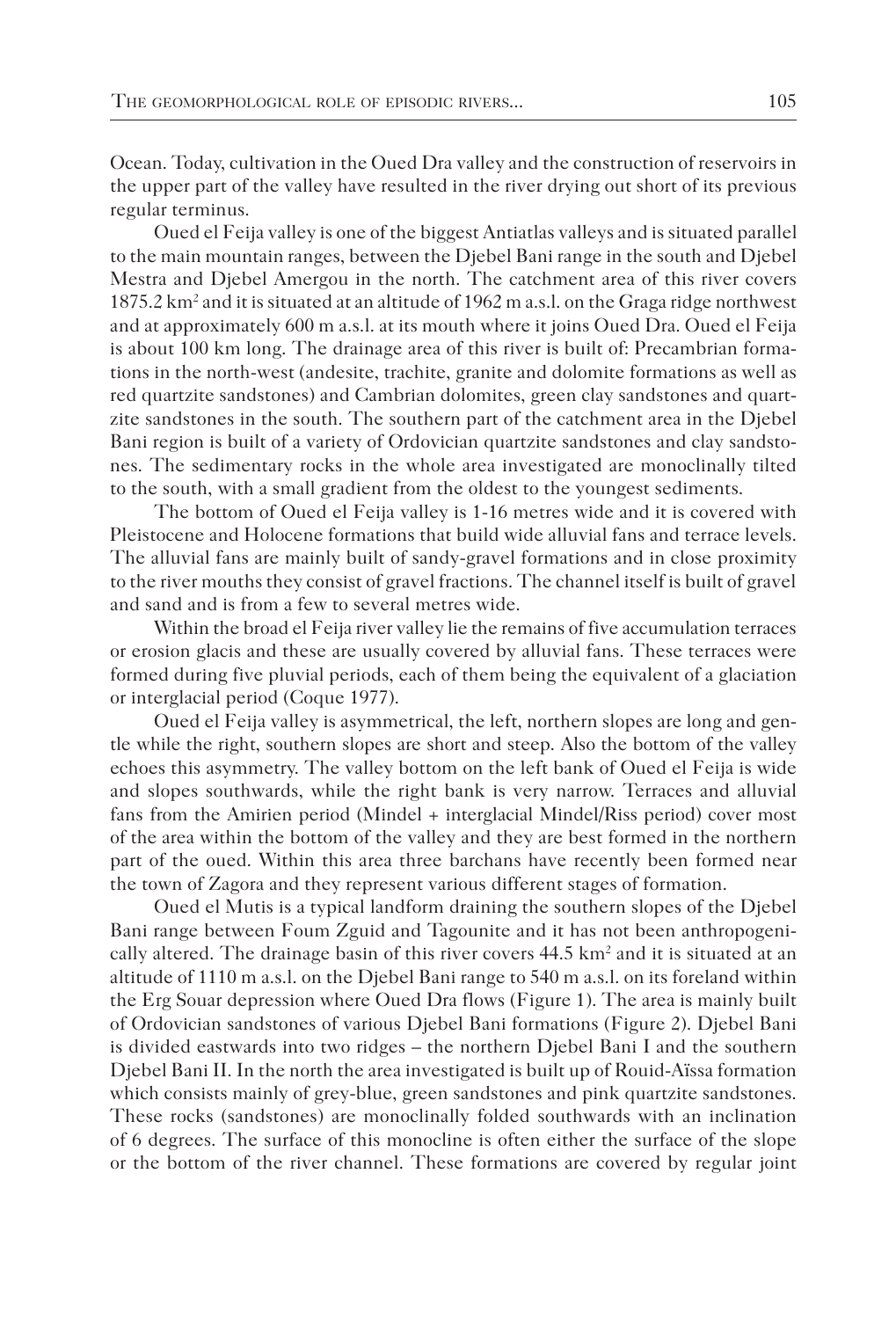Ocean. Today, cultivation in the Oued Dra valley and the construction of reservoirs in the upper part of the valley have resulted in the river drying out short of its previous regular terminus.

Oued el Feija valley is one of the biggest Antiatlas valleys and is situated parallel to the main mountain ranges, between the Djebel Bani range in the south and Djebel Mestra and Djebel Amergou in the north. The catchment area of this river covers 1875.2 km$^2$ and it is situated at an altitude of 1962 m a.s.l. on the Graga ridge northwest and at approximately 600 m a.s.l. at its mouth where it joins Oued Dra. Oued el Feija is about 100 km long. The drainage area of this river is built of: Precambrian formations in the north-west (andesite, trachite, granite and dolomite formations as well as red quartzite sandstones) and Cambrian dolomites, green clay sandstones and quartzite sandstones in the south. The southern part of the catchment area in the Djebel Bani region is built of a variety of Ordovician quartzite sandstones and clay sandstones. The sedimentary rocks in the whole area investigated are monoclinally tilted to the south, with a small gradient from the oldest to the youngest sediments.

The bottom of Oued el Feija valley is 1-16 metres wide and it is covered with Pleistocene and Holocene formations that build wide alluvial fans and terrace levels. The alluvial fans are mainly built of sandy-gravel formations and in close proximity to the river mouths they consist of gravel fractions. The channel itself is built of gravel and sand and is from a few to several metres wide.

Within the broad el Feija river valley lie the remains of five accumulation terraces or erosion glacis and these are usually covered by alluvial fans. These terraces were formed during five pluvial periods, each of them being the equivalent of a glaciation or interglacial period (Coque 1977).

Oued el Feija valley is asymmetrical, the left, northern slopes are long and gentle while the right, southern slopes are short and steep. Also the bottom of the valley echoes this asymmetry. The valley bottom on the left bank of Oued el Feija is wide and slopes southwards, while the right bank is very narrow. Terraces and alluvial fans from the Amirien period (Mindel + interglacial Mindel/Riss period) cover most of the area within the bottom of the valley and they are best formed in the northern part of the oued. Within this area three barchans have recently been formed near the town of Zagora and they represent various different stages of formation.

Oued el Mutis is a typical landform draining the southern slopes of the Djebel Bani range between Foum Zguid and Tagounite and it has not been anthropogenically altered. The drainage basin of this river covers 44.5 km$^2$ and it is situated at an altitude of 1110 m a.s.l. on the Djebel Bani range to 540 m a.s.l. on its foreland within the Erg Souar depression where Oued Dra flows (Figure 1). The area is mainly built of Ordovician sandstones of various Djebel Bani formations (Figure 2). Djebel Bani is divided eastwards into two ridges – the northern Djebel Bani I and the southern Djebel Bani II. In the north the area investigated is built up of Rouid-Aïssa formation which consists mainly of grey-blue, green sandstones and pink quartzite sandstones. These rocks (sandstones) are monoclinally folded southwards with an inclination of 6 degrees. The surface of this monocline is often either the surface of the slope or the bottom of the river channel. These formations are covered by regular joint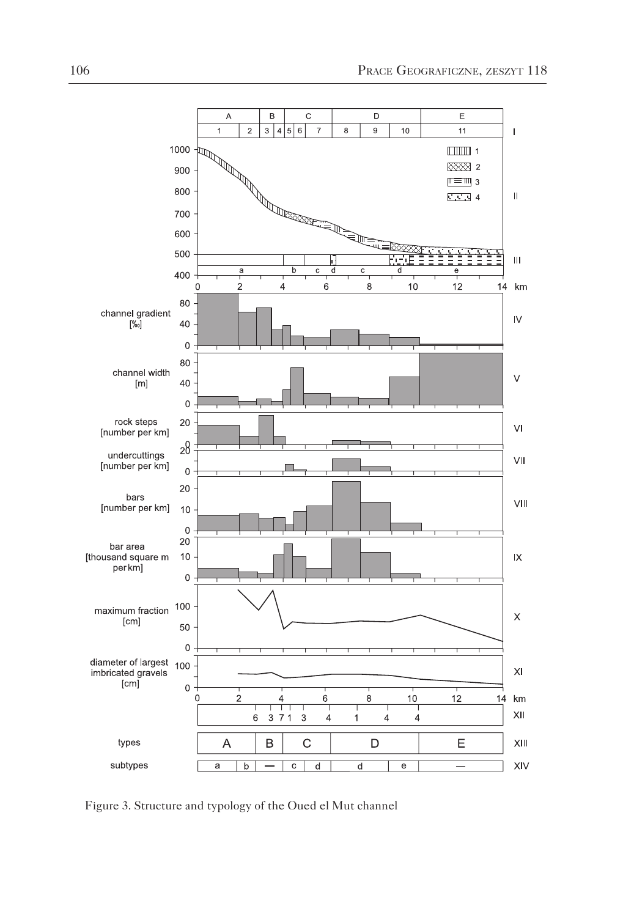Figure 3. Structure and typology of the Oued el Mut channel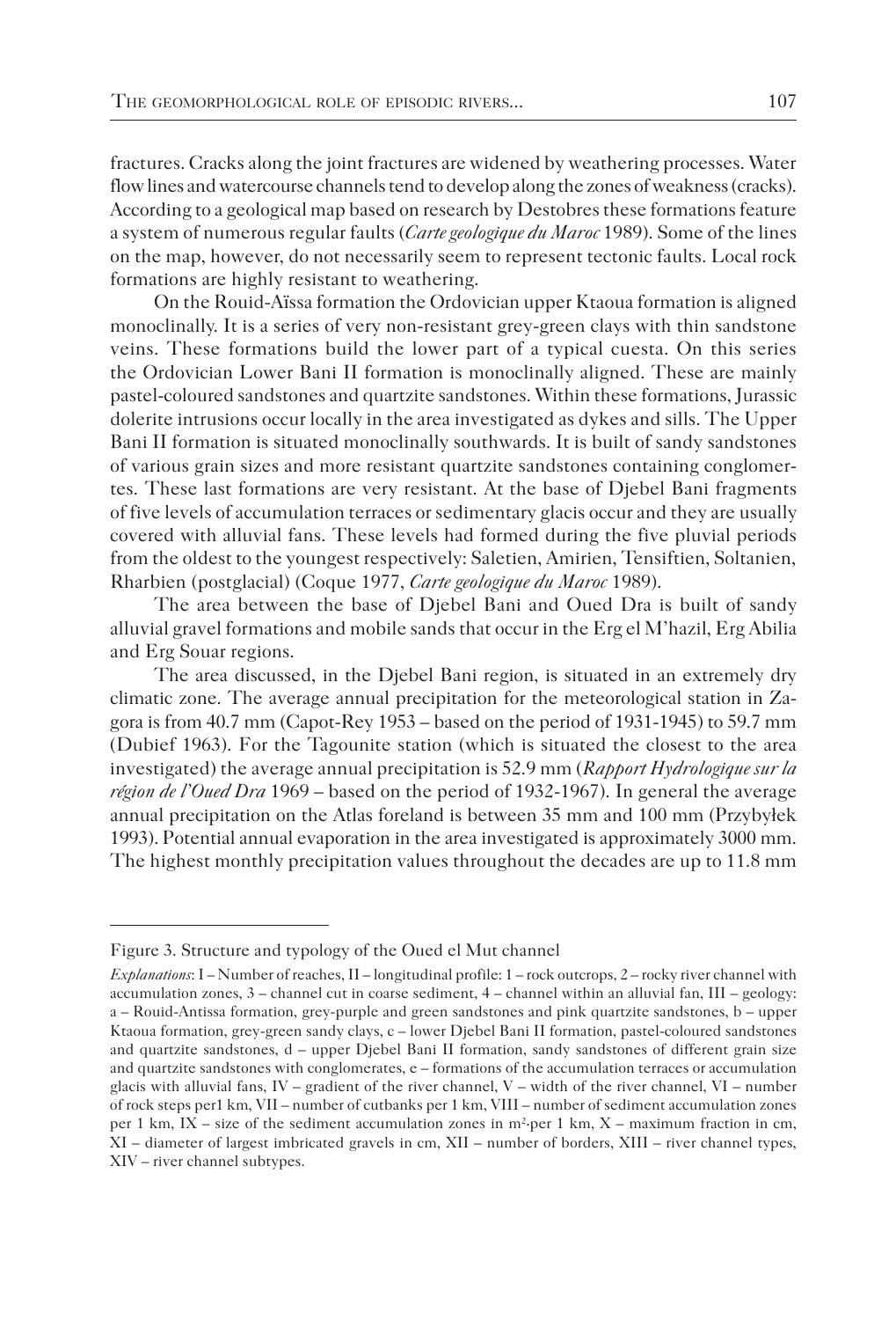fractures. Cracks along the joint fractures are widened by weathering processes. Water flow lines and watercourse channels tend to develop along the zones of weakness (cracks). According to a geological map based on research by Destobres these formations feature a system of numerous regular faults (*Carte geologique du Maroc* 1989). Some of the lines on the map, however, do not necessarily seem to represent tectonic faults. Local rock formations are highly resistant to weathering.

On the Rouid-Aïssa formation the Ordovician upper Ktaoua formation is aligned monoclinally. It is a series of very non-resistant grey-green clays with thin sandstone veins. These formations build the lower part of a typical cuesta. On this series the Ordovician Lower Bani II formation is monoclinally aligned. These are mainly pastel-coloured sandstones and quartzite sandstones. Within these formations, Jurassic dolerite intrusions occur locally in the area investigated as dykes and sills. The Upper Bani II formation is situated monoclinally southwards. It is built of sandy sandstones of various grain sizes and more resistant quartzite sandstones containing conglomertes. These last formations are very resistant. At the base of Djebel Bani fragments of five levels of accumulation terraces or sedimentary glacis occur and they are usually covered with alluvial fans. These levels had formed during the five pluvial periods from the oldest to the youngest respectively: Saletien, Amirien, Tensiftien, Soltanien, Rharbien (postglacial) (Coque 1977, *Carte geologique du Maroc* 1989).

The area between the base of Djebel Bani and Oued Dra is built of sandy alluvial gravel formations and mobile sands that occur in the Erg el M'hazil, Erg Abilia and Erg Souar regions.

The area discussed, in the Djebel Bani region, is situated in an extremely dry climatic zone. The average annual precipitation for the meteorological station in Zagora is from 40.7 mm (Capot-Rey 1953 – based on the period of 1931-1945) to 59.7 mm (Dubief 1963). For the Tagounite station (which is situated the closest to the area investigated) the average annual precipitation is 52.9 mm (*Rapport Hydrologique sur la région de l'Oued Dra* 1969 – based on the period of 1932-1967). In general the average annual precipitation on the Atlas foreland is between 35 mm and 100 mm (Przybyłek 1993). Potential annual evaporation in the area investigated is approximately 3000 mm. The highest monthly precipitation values throughout the decades are up to 11.8 mm

---

Figure 3. Structure and typology of the Oued el Mut channel

*Explanations*: I – Number of reaches, II – longitudinal profile: 1 – rock outcrops, 2 – rocky river channel with accumulation zones, 3 – channel cut in coarse sediment, 4 – channel within an alluvial fan, III – geology: a – Rouid-Antissa formation, grey-purple and green sandstones and pink quartzite sandstones, b – upper Ktaoua formation, grey-green sandy clays, c – lower Djebel Bani II formation, pastel-coloured sandstones and quartzite sandstones, d – upper Djebel Bani II formation, sandy sandstones of different grain size and quartzite sandstones with conglomerates, e – formations of the accumulation terraces or accumulation glacis with alluvial fans, IV – gradient of the river channel, V – width of the river channel, VI – number of rock steps per1 km, VII – number of cutbanks per 1 km, VIII – number of sediment accumulation zones per 1 km, IX – size of the sediment accumulation zones in $m^2$·per 1 km, X – maximum fraction in cm, XI – diameter of largest imbricated gravels in cm, XII – number of borders, XIII – river channel types, XIV – river channel subtypes.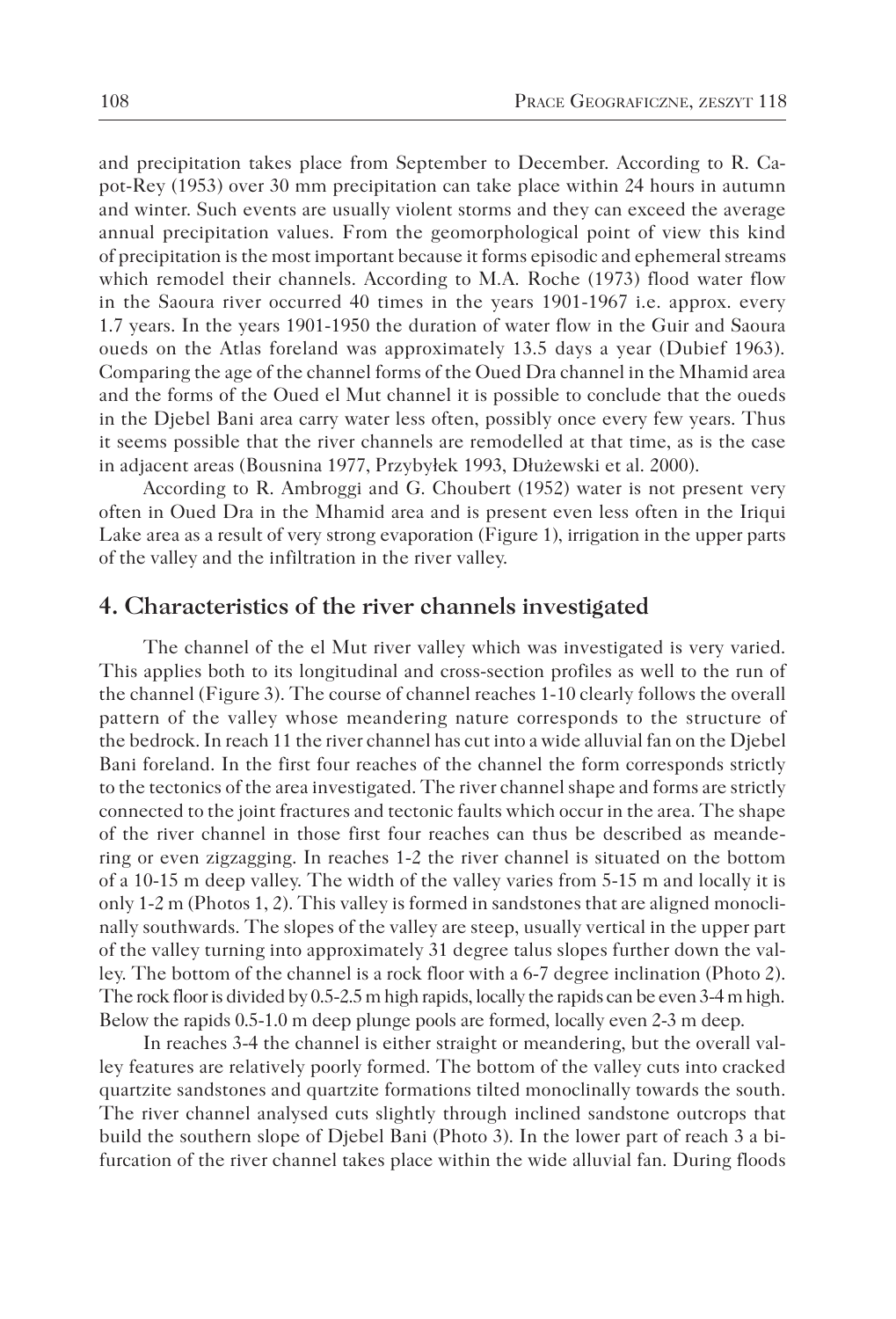and precipitation takes place from September to December. According to R. Capot-Rey (1953) over 30 mm precipitation can take place within 24 hours in autumn and winter. Such events are usually violent storms and they can exceed the average annual precipitation values. From the geomorphological point of view this kind of precipitation is the most important because it forms episodic and ephemeral streams which remodel their channels. According to M.A. Roche (1973) flood water flow in the Saoura river occurred 40 times in the years 1901-1967 i.e. approx. every 1.7 years. In the years 1901-1950 the duration of water flow in the Guir and Saoura oueds on the Atlas foreland was approximately 13.5 days a year (Dubief 1963). Comparing the age of the channel forms of the Oued Dra channel in the Mhamid area and the forms of the Oued el Mut channel it is possible to conclude that the oueds in the Djebel Bani area carry water less often, possibly once every few years. Thus it seems possible that the river channels are remodelled at that time, as is the case in adjacent areas (Bousnina 1977, Przybyłek 1993, Dłużewski et al. 2000).

According to R. Ambroggi and G. Choubert (1952) water is not present very often in Oued Dra in the Mhamid area and is present even less often in the Iriqui Lake area as a result of very strong evaporation (Figure 1), irrigation in the upper parts of the valley and the infiltration in the river valley.

## 4. Characteristics of the river channels investigated

The channel of the el Mut river valley which was investigated is very varied. This applies both to its longitudinal and cross-section profiles as well to the run of the channel (Figure 3). The course of channel reaches 1-10 clearly follows the overall pattern of the valley whose meandering nature corresponds to the structure of the bedrock. In reach 11 the river channel has cut into a wide alluvial fan on the Djebel Bani foreland. In the first four reaches of the channel the form corresponds strictly to the tectonics of the area investigated. The river channel shape and forms are strictly connected to the joint fractures and tectonic faults which occur in the area. The shape of the river channel in those first four reaches can thus be described as meandering or even zigzagging. In reaches 1-2 the river channel is situated on the bottom of a 10-15 m deep valley. The width of the valley varies from 5-15 m and locally it is only 1-2 m (Photos 1, 2). This valley is formed in sandstones that are aligned monoclinally southwards. The slopes of the valley are steep, usually vertical in the upper part of the valley turning into approximately 31 degree talus slopes further down the valley. The bottom of the channel is a rock floor with a 6-7 degree inclination (Photo 2). The rock floor is divided by 0.5-2.5 m high rapids, locally the rapids can be even 3-4 m high. Below the rapids 0.5-1.0 m deep plunge pools are formed, locally even 2-3 m deep.

In reaches 3-4 the channel is either straight or meandering, but the overall valley features are relatively poorly formed. The bottom of the valley cuts into cracked quartzite sandstones and quartzite formations tilted monoclinally towards the south. The river channel analysed cuts slightly through inclined sandstone outcrops that build the southern slope of Djebel Bani (Photo 3). In the lower part of reach 3 a bifurcation of the river channel takes place within the wide alluvial fan. During floods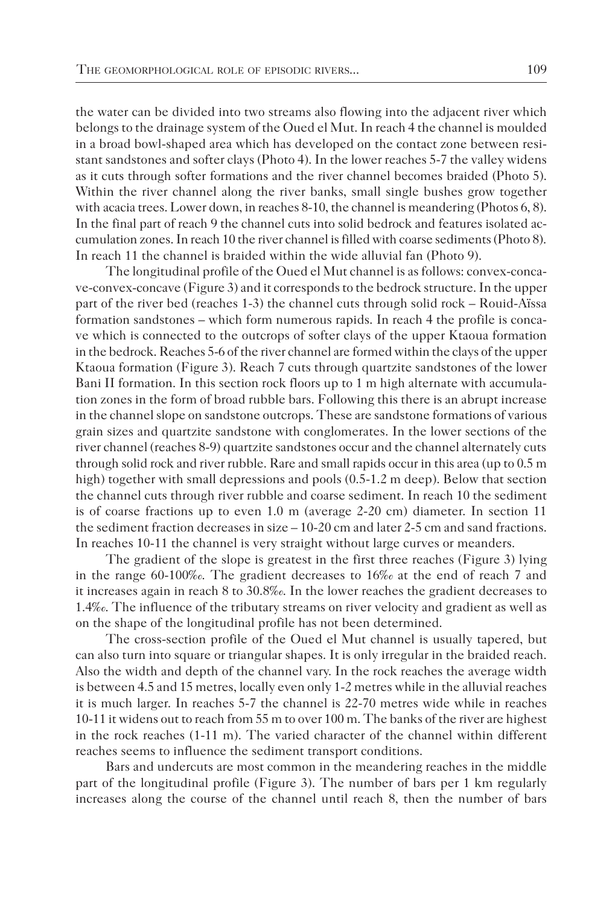the water can be divided into two streams also flowing into the adjacent river which belongs to the drainage system of the Oued el Mut. In reach 4 the channel is moulded in a broad bowl-shaped area which has developed on the contact zone between resistant sandstones and softer clays (Photo 4). In the lower reaches 5-7 the valley widens as it cuts through softer formations and the river channel becomes braided (Photo 5). Within the river channel along the river banks, small single bushes grow together with acacia trees. Lower down, in reaches 8-10, the channel is meandering (Photos 6, 8). In the final part of reach 9 the channel cuts into solid bedrock and features isolated accumulation zones. In reach 10 the river channel is filled with coarse sediments (Photo 8). In reach 11 the channel is braided within the wide alluvial fan (Photo 9).

The longitudinal profile of the Oued el Mut channel is as follows: convex-concave-convex-concave (Figure 3) and it corresponds to the bedrock structure. In the upper part of the river bed (reaches 1-3) the channel cuts through solid rock – Rouid-Aïssa formation sandstones – which form numerous rapids. In reach 4 the profile is concave which is connected to the outcrops of softer clays of the upper Ktaoua formation in the bedrock. Reaches 5-6 of the river channel are formed within the clays of the upper Ktaoua formation (Figure 3). Reach 7 cuts through quartzite sandstones of the lower Bani II formation. In this section rock floors up to 1 m high alternate with accumulation zones in the form of broad rubble bars. Following this there is an abrupt increase in the channel slope on sandstone outcrops. These are sandstone formations of various grain sizes and quartzite sandstone with conglomerates. In the lower sections of the river channel (reaches 8-9) quartzite sandstones occur and the channel alternately cuts through solid rock and river rubble. Rare and small rapids occur in this area (up to 0.5 m high) together with small depressions and pools (0.5-1.2 m deep). Below that section the channel cuts through river rubble and coarse sediment. In reach 10 the sediment is of coarse fractions up to even 1.0 m (average 2-20 cm) diameter. In section 11 the sediment fraction decreases in size – 10-20 cm and later 2-5 cm and sand fractions. In reaches 10-11 the channel is very straight without large curves or meanders.

The gradient of the slope is greatest in the first three reaches (Figure 3) lying in the range 60-100‰. The gradient decreases to 16‰ at the end of reach 7 and it increases again in reach 8 to 30.8‰. In the lower reaches the gradient decreases to 1.4‰. The influence of the tributary streams on river velocity and gradient as well as on the shape of the longitudinal profile has not been determined.

The cross-section profile of the Oued el Mut channel is usually tapered, but can also turn into square or triangular shapes. It is only irregular in the braided reach. Also the width and depth of the channel vary. In the rock reaches the average width is between 4.5 and 15 metres, locally even only 1-2 metres while in the alluvial reaches it is much larger. In reaches 5-7 the channel is 22-70 metres wide while in reaches 10-11 it widens out to reach from 55 m to over 100 m. The banks of the river are highest in the rock reaches (1-11 m). The varied character of the channel within different reaches seems to influence the sediment transport conditions.

Bars and undercuts are most common in the meandering reaches in the middle part of the longitudinal profile (Figure 3). The number of bars per 1 km regularly increases along the course of the channel until reach 8, then the number of bars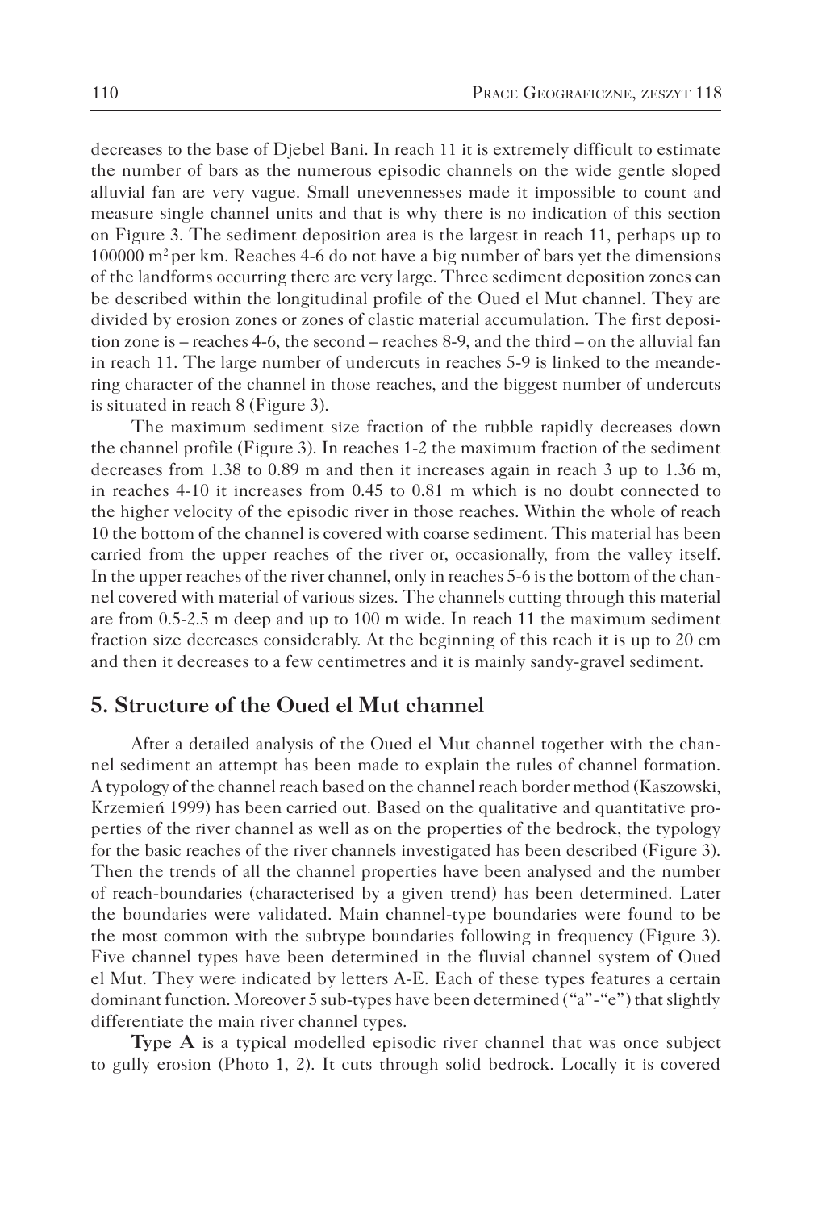decreases to the base of Djebel Bani. In reach 11 it is extremely difficult to estimate the number of bars as the numerous episodic channels on the wide gentle sloped alluvial fan are very vague. Small unevennesses made it impossible to count and measure single channel units and that is why there is no indication of this section on Figure 3. The sediment deposition area is the largest in reach 11, perhaps up to 100000 $m^2$ per km. Reaches 4-6 do not have a big number of bars yet the dimensions of the landforms occurring there are very large. Three sediment deposition zones can be described within the longitudinal profile of the Oued el Mut channel. They are divided by erosion zones or zones of clastic material accumulation. The first deposition zone is – reaches 4-6, the second – reaches 8-9, and the third – on the alluvial fan in reach 11. The large number of undercuts in reaches 5-9 is linked to the meandering character of the channel in those reaches, and the biggest number of undercuts is situated in reach 8 (Figure 3).

The maximum sediment size fraction of the rubble rapidly decreases down the channel profile (Figure 3). In reaches 1-2 the maximum fraction of the sediment decreases from 1.38 to 0.89 m and then it increases again in reach 3 up to 1.36 m, in reaches 4-10 it increases from 0.45 to 0.81 m which is no doubt connected to the higher velocity of the episodic river in those reaches. Within the whole of reach 10 the bottom of the channel is covered with coarse sediment. This material has been carried from the upper reaches of the river or, occasionally, from the valley itself. In the upper reaches of the river channel, only in reaches 5-6 is the bottom of the channel covered with material of various sizes. The channels cutting through this material are from 0.5-2.5 m deep and up to 100 m wide. In reach 11 the maximum sediment fraction size decreases considerably. At the beginning of this reach it is up to 20 cm and then it decreases to a few centimetres and it is mainly sandy-gravel sediment.

## 5. Structure of the Oued el Mut channel

After a detailed analysis of the Oued el Mut channel together with the channel sediment an attempt has been made to explain the rules of channel formation. A typology of the channel reach based on the channel reach border method (Kaszowski, Krzemień 1999) has been carried out. Based on the qualitative and quantitative properties of the river channel as well as on the properties of the bedrock, the typology for the basic reaches of the river channels investigated has been described (Figure 3). Then the trends of all the channel properties have been analysed and the number of reach-boundaries (characterised by a given trend) has been determined. Later the boundaries were validated. Main channel-type boundaries were found to be the most common with the subtype boundaries following in frequency (Figure 3). Five channel types have been determined in the fluvial channel system of Oued el Mut. They were indicated by letters A-E. Each of these types features a certain dominant function. Moreover 5 sub-types have been determined ("a"-"e") that slightly differentiate the main river channel types.

**Type A** is a typical modelled episodic river channel that was once subject to gully erosion (Photo 1, 2). It cuts through solid bedrock. Locally it is covered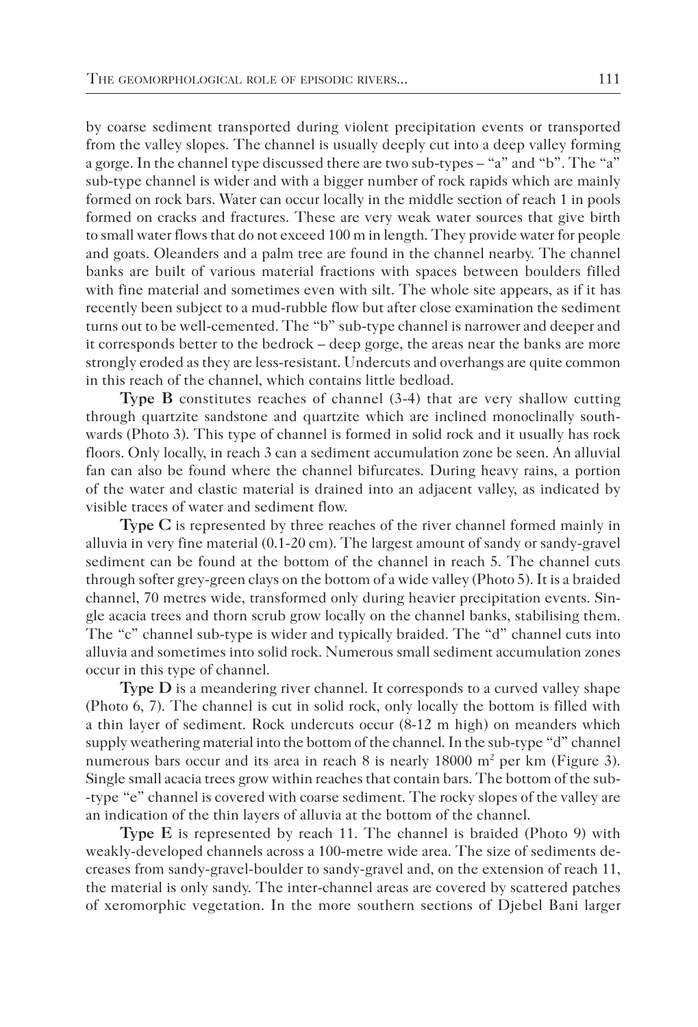by coarse sediment transported during violent precipitation events or transported from the valley slopes. The channel is usually deeply cut into a deep valley forming a gorge. In the channel type discussed there are two sub-types – "a" and "b". The "a" sub-type channel is wider and with a bigger number of rock rapids which are mainly formed on rock bars. Water can occur locally in the middle section of reach 1 in pools formed on cracks and fractures. These are very weak water sources that give birth to small water flows that do not exceed 100 m in length. They provide water for people and goats. Oleanders and a palm tree are found in the channel nearby. The channel banks are built of various material fractions with spaces between boulders filled with fine material and sometimes even with silt. The whole site appears, as if it has recently been subject to a mud-rubble flow but after close examination the sediment turns out to be well-cemented. The "b" sub-type channel is narrower and deeper and it corresponds better to the bedrock – deep gorge, the areas near the banks are more strongly eroded as they are less-resistant. Undercuts and overhangs are quite common in this reach of the channel, which contains little bedload.

**Type B** constitutes reaches of channel (3-4) that are very shallow cutting through quartzite sandstone and quartzite which are inclined monoclinally southwards (Photo 3). This type of channel is formed in solid rock and it usually has rock floors. Only locally, in reach 3 can a sediment accumulation zone be seen. An alluvial fan can also be found where the channel bifurcates. During heavy rains, a portion of the water and clastic material is drained into an adjacent valley, as indicated by visible traces of water and sediment flow.

**Type C** is represented by three reaches of the river channel formed mainly in alluvia in very fine material (0.1-20 cm). The largest amount of sandy or sandy-gravel sediment can be found at the bottom of the channel in reach 5. The channel cuts through softer grey-green clays on the bottom of a wide valley (Photo 5). It is a braided channel, 70 metres wide, transformed only during heavier precipitation events. Single acacia trees and thorn scrub grow locally on the channel banks, stabilising them. The "c" channel sub-type is wider and typically braided. The "d" channel cuts into alluvia and sometimes into solid rock. Numerous small sediment accumulation zones occur in this type of channel.

**Type D** is a meandering river channel. It corresponds to a curved valley shape (Photo 6, 7). The channel is cut in solid rock, only locally the bottom is filled with a thin layer of sediment. Rock undercuts occur (8-12 m high) on meanders which supply weathering material into the bottom of the channel. In the sub-type "d" channel numerous bars occur and its area in reach 8 is nearly 18000 $m^2$ per km (Figure 3). Single small acacia trees grow within reaches that contain bars. The bottom of the sub--type "e" channel is covered with coarse sediment. The rocky slopes of the valley are an indication of the thin layers of alluvia at the bottom of the channel.

**Type E** is represented by reach 11. The channel is braided (Photo 9) with weakly-developed channels across a 100-metre wide area. The size of sediments decreases from sandy-gravel-boulder to sandy-gravel and, on the extension of reach 11, the material is only sandy. The inter-channel areas are covered by scattered patches of xeromorphic vegetation. In the more southern sections of Djebel Bani larger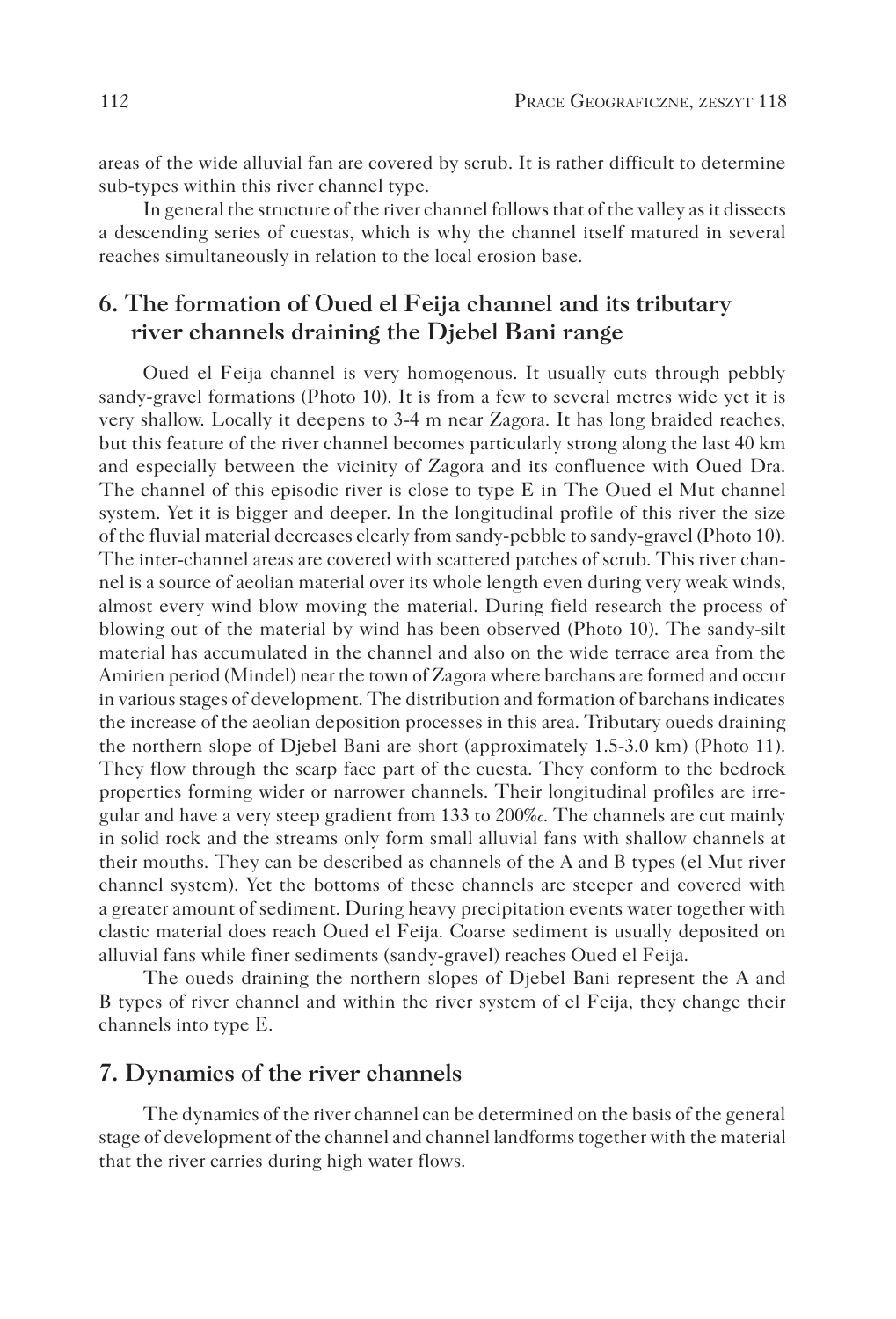areas of the wide alluvial fan are covered by scrub. It is rather difficult to determine sub-types within this river channel type.

In general the structure of the river channel follows that of the valley as it dissects a descending series of cuestas, which is why the channel itself matured in several reaches simultaneously in relation to the local erosion base.

## 6. The formation of Oued el Feija channel and its tributary river channels draining the Djebel Bani range

Oued el Feija channel is very homogenous. It usually cuts through pebbly sandy-gravel formations (Photo 10). It is from a few to several metres wide yet it is very shallow. Locally it deepens to 3-4 m near Zagora. It has long braided reaches, but this feature of the river channel becomes particularly strong along the last 40 km and especially between the vicinity of Zagora and its confluence with Oued Dra. The channel of this episodic river is close to type E in The Oued el Mut channel system. Yet it is bigger and deeper. In the longitudinal profile of this river the size of the fluvial material decreases clearly from sandy-pebble to sandy-gravel (Photo 10). The inter-channel areas are covered with scattered patches of scrub. This river channel is a source of aeolian material over its whole length even during very weak winds, almost every wind blow moving the material. During field research the process of blowing out of the material by wind has been observed (Photo 10). The sandy-silt material has accumulated in the channel and also on the wide terrace area from the Amirien period (Mindel) near the town of Zagora where barchans are formed and occur in various stages of development. The distribution and formation of barchans indicates the increase of the aeolian deposition processes in this area. Tributary oueds draining the northern slope of Djebel Bani are short (approximately 1.5-3.0 km) (Photo 11). They flow through the scarp face part of the cuesta. They conform to the bedrock properties forming wider or narrower channels. Their longitudinal profiles are irregular and have a very steep gradient from 133 to 200‰. The channels are cut mainly in solid rock and the streams only form small alluvial fans with shallow channels at their mouths. They can be described as channels of the A and B types (el Mut river channel system). Yet the bottoms of these channels are steeper and covered with a greater amount of sediment. During heavy precipitation events water together with clastic material does reach Oued el Feija. Coarse sediment is usually deposited on alluvial fans while finer sediments (sandy-gravel) reaches Oued el Feija.

The oueds draining the northern slopes of Djebel Bani represent the A and B types of river channel and within the river system of el Feija, they change their channels into type E.

## 7. Dynamics of the river channels

The dynamics of the river channel can be determined on the basis of the general stage of development of the channel and channel landforms together with the material that the river carries during high water flows.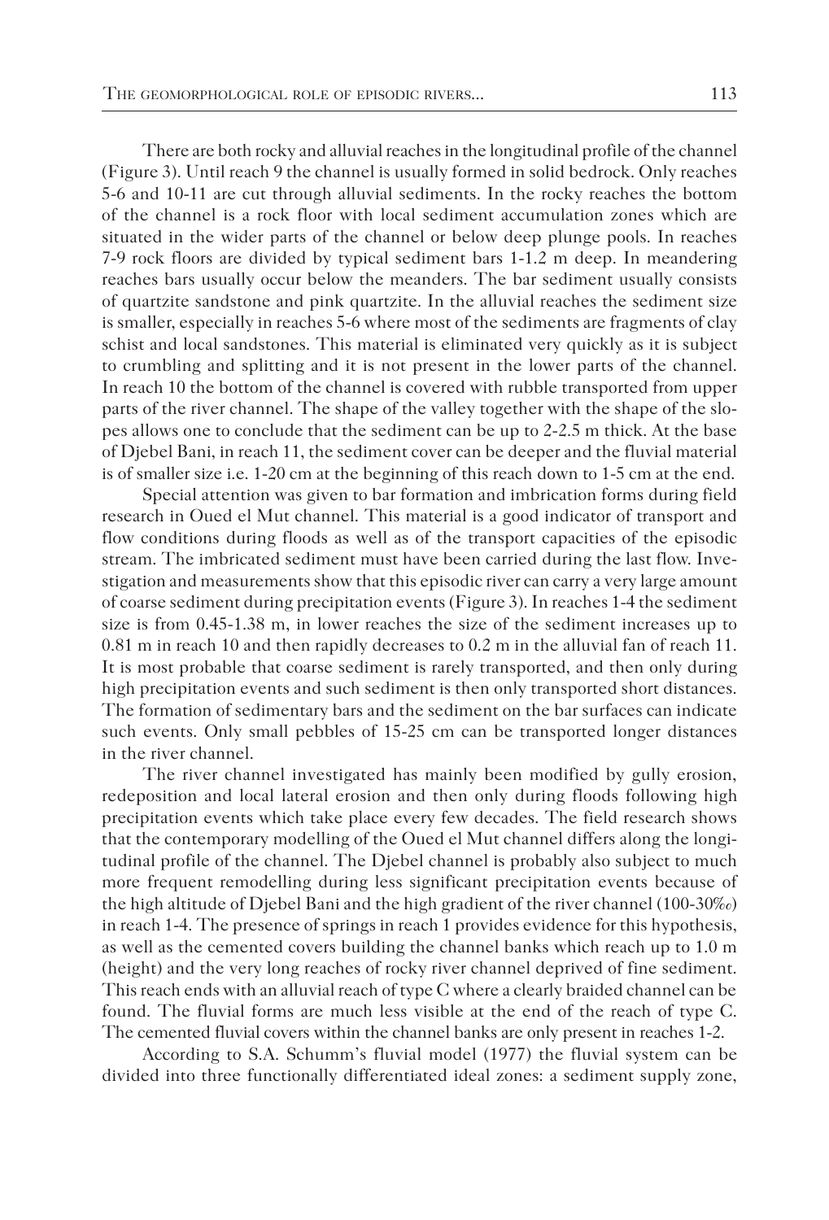There are both rocky and alluvial reaches in the longitudinal profile of the channel (Figure 3). Until reach 9 the channel is usually formed in solid bedrock. Only reaches 5-6 and 10-11 are cut through alluvial sediments. In the rocky reaches the bottom of the channel is a rock floor with local sediment accumulation zones which are situated in the wider parts of the channel or below deep plunge pools. In reaches 7-9 rock floors are divided by typical sediment bars 1-1.2 m deep. In meandering reaches bars usually occur below the meanders. The bar sediment usually consists of quartzite sandstone and pink quartzite. In the alluvial reaches the sediment size is smaller, especially in reaches 5-6 where most of the sediments are fragments of clay schist and local sandstones. This material is eliminated very quickly as it is subject to crumbling and splitting and it is not present in the lower parts of the channel. In reach 10 the bottom of the channel is covered with rubble transported from upper parts of the river channel. The shape of the valley together with the shape of the slopes allows one to conclude that the sediment can be up to 2-2.5 m thick. At the base of Djebel Bani, in reach 11, the sediment cover can be deeper and the fluvial material is of smaller size i.e. 1-20 cm at the beginning of this reach down to 1-5 cm at the end.

Special attention was given to bar formation and imbrication forms during field research in Oued el Mut channel. This material is a good indicator of transport and flow conditions during floods as well as of the transport capacities of the episodic stream. The imbricated sediment must have been carried during the last flow. Investigation and measurements show that this episodic river can carry a very large amount of coarse sediment during precipitation events (Figure 3). In reaches 1-4 the sediment size is from 0.45-1.38 m, in lower reaches the size of the sediment increases up to 0.81 m in reach 10 and then rapidly decreases to 0.2 m in the alluvial fan of reach 11. It is most probable that coarse sediment is rarely transported, and then only during high precipitation events and such sediment is then only transported short distances. The formation of sedimentary bars and the sediment on the bar surfaces can indicate such events. Only small pebbles of 15-25 cm can be transported longer distances in the river channel.

The river channel investigated has mainly been modified by gully erosion, redeposition and local lateral erosion and then only during floods following high precipitation events which take place every few decades. The field research shows that the contemporary modelling of the Oued el Mut channel differs along the longitudinal profile of the channel. The Djebel channel is probably also subject to much more frequent remodelling during less significant precipitation events because of the high altitude of Djebel Bani and the high gradient of the river channel (100-30‰) in reach 1-4. The presence of springs in reach 1 provides evidence for this hypothesis, as well as the cemented covers building the channel banks which reach up to 1.0 m (height) and the very long reaches of rocky river channel deprived of fine sediment. This reach ends with an alluvial reach of type C where a clearly braided channel can be found. The fluvial forms are much less visible at the end of the reach of type C. The cemented fluvial covers within the channel banks are only present in reaches 1-2.

According to S.A. Schumm's fluvial model (1977) the fluvial system can be divided into three functionally differentiated ideal zones: a sediment supply zone,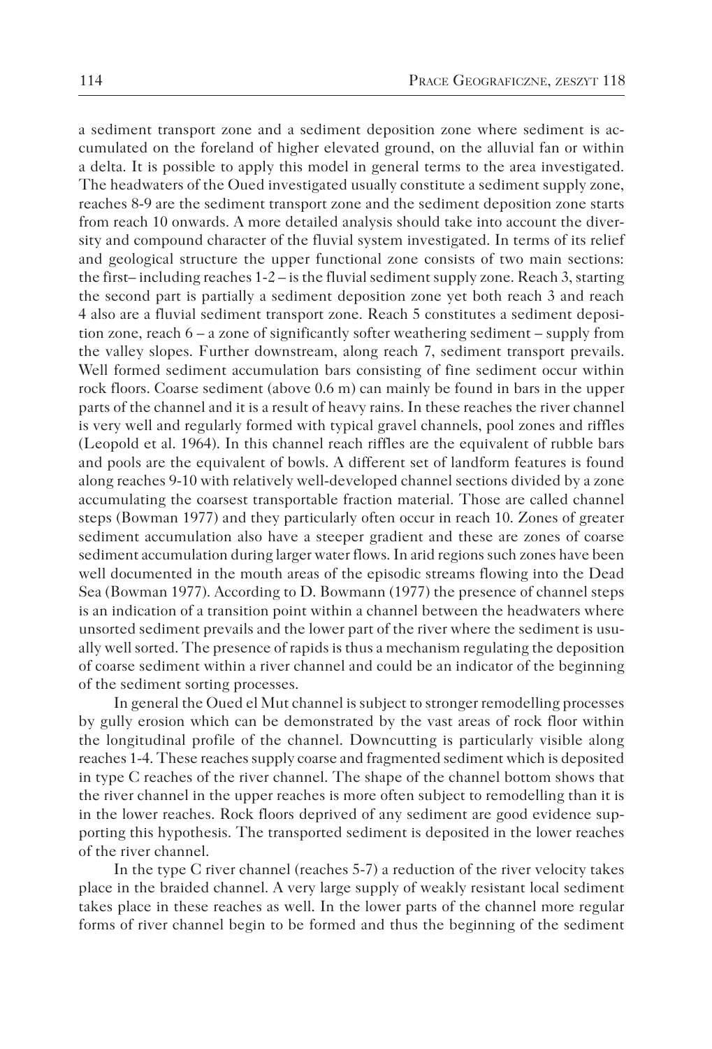a sediment transport zone and a sediment deposition zone where sediment is accumulated on the foreland of higher elevated ground, on the alluvial fan or within a delta. It is possible to apply this model in general terms to the area investigated. The headwaters of the Oued investigated usually constitute a sediment supply zone, reaches 8-9 are the sediment transport zone and the sediment deposition zone starts from reach 10 onwards. A more detailed analysis should take into account the diversity and compound character of the fluvial system investigated. In terms of its relief and geological structure the upper functional zone consists of two main sections: the first– including reaches 1-2 – is the fluvial sediment supply zone. Reach 3, starting the second part is partially a sediment deposition zone yet both reach 3 and reach 4 also are a fluvial sediment transport zone. Reach 5 constitutes a sediment deposition zone, reach 6 – a zone of significantly softer weathering sediment – supply from the valley slopes. Further downstream, along reach 7, sediment transport prevails. Well formed sediment accumulation bars consisting of fine sediment occur within rock floors. Coarse sediment (above 0.6 m) can mainly be found in bars in the upper parts of the channel and it is a result of heavy rains. In these reaches the river channel is very well and regularly formed with typical gravel channels, pool zones and riffles (Leopold et al. 1964). In this channel reach riffles are the equivalent of rubble bars and pools are the equivalent of bowls. A different set of landform features is found along reaches 9-10 with relatively well-developed channel sections divided by a zone accumulating the coarsest transportable fraction material. Those are called channel steps (Bowman 1977) and they particularly often occur in reach 10. Zones of greater sediment accumulation also have a steeper gradient and these are zones of coarse sediment accumulation during larger water flows. In arid regions such zones have been well documented in the mouth areas of the episodic streams flowing into the Dead Sea (Bowman 1977). According to D. Bowmann (1977) the presence of channel steps is an indication of a transition point within a channel between the headwaters where unsorted sediment prevails and the lower part of the river where the sediment is usually well sorted. The presence of rapids is thus a mechanism regulating the deposition of coarse sediment within a river channel and could be an indicator of the beginning of the sediment sorting processes.

In general the Oued el Mut channel is subject to stronger remodelling processes by gully erosion which can be demonstrated by the vast areas of rock floor within the longitudinal profile of the channel. Downcutting is particularly visible along reaches 1-4. These reaches supply coarse and fragmented sediment which is deposited in type C reaches of the river channel. The shape of the channel bottom shows that the river channel in the upper reaches is more often subject to remodelling than it is in the lower reaches. Rock floors deprived of any sediment are good evidence supporting this hypothesis. The transported sediment is deposited in the lower reaches of the river channel.

In the type C river channel (reaches 5-7) a reduction of the river velocity takes place in the braided channel. A very large supply of weakly resistant local sediment takes place in these reaches as well. In the lower parts of the channel more regular forms of river channel begin to be formed and thus the beginning of the sediment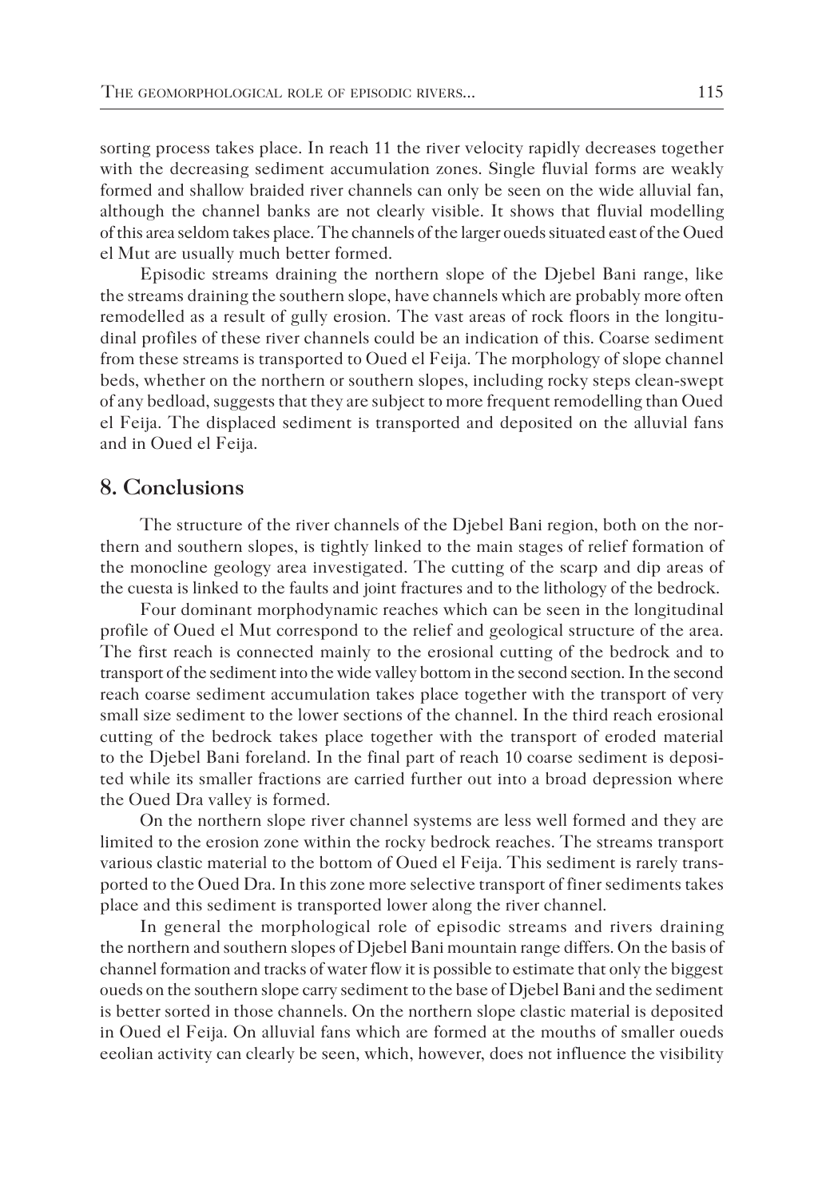sorting process takes place. In reach 11 the river velocity rapidly decreases together with the decreasing sediment accumulation zones. Single fluvial forms are weakly formed and shallow braided river channels can only be seen on the wide alluvial fan, although the channel banks are not clearly visible. It shows that fluvial modelling of this area seldom takes place. The channels of the larger oueds situated east of the Oued el Mut are usually much better formed.

Episodic streams draining the northern slope of the Djebel Bani range, like the streams draining the southern slope, have channels which are probably more often remodelled as a result of gully erosion. The vast areas of rock floors in the longitudinal profiles of these river channels could be an indication of this. Coarse sediment from these streams is transported to Oued el Feija. The morphology of slope channel beds, whether on the northern or southern slopes, including rocky steps clean-swept of any bedload, suggests that they are subject to more frequent remodelling than Oued el Feija. The displaced sediment is transported and deposited on the alluvial fans and in Oued el Feija.

## 8. Conclusions

The structure of the river channels of the Djebel Bani region, both on the northern and southern slopes, is tightly linked to the main stages of relief formation of the monocline geology area investigated. The cutting of the scarp and dip areas of the cuesta is linked to the faults and joint fractures and to the lithology of the bedrock.

Four dominant morphodynamic reaches which can be seen in the longitudinal profile of Oued el Mut correspond to the relief and geological structure of the area. The first reach is connected mainly to the erosional cutting of the bedrock and to transport of the sediment into the wide valley bottom in the second section. In the second reach coarse sediment accumulation takes place together with the transport of very small size sediment to the lower sections of the channel. In the third reach erosional cutting of the bedrock takes place together with the transport of eroded material to the Djebel Bani foreland. In the final part of reach 10 coarse sediment is deposited while its smaller fractions are carried further out into a broad depression where the Oued Dra valley is formed.

On the northern slope river channel systems are less well formed and they are limited to the erosion zone within the rocky bedrock reaches. The streams transport various clastic material to the bottom of Oued el Feija. This sediment is rarely transported to the Oued Dra. In this zone more selective transport of finer sediments takes place and this sediment is transported lower along the river channel.

In general the morphological role of episodic streams and rivers draining the northern and southern slopes of Djebel Bani mountain range differs. On the basis of channel formation and tracks of water flow it is possible to estimate that only the biggest oueds on the southern slope carry sediment to the base of Djebel Bani and the sediment is better sorted in those channels. On the northern slope clastic material is deposited in Oued el Feija. On alluvial fans which are formed at the mouths of smaller oueds eeolian activity can clearly be seen, which, however, does not influence the visibility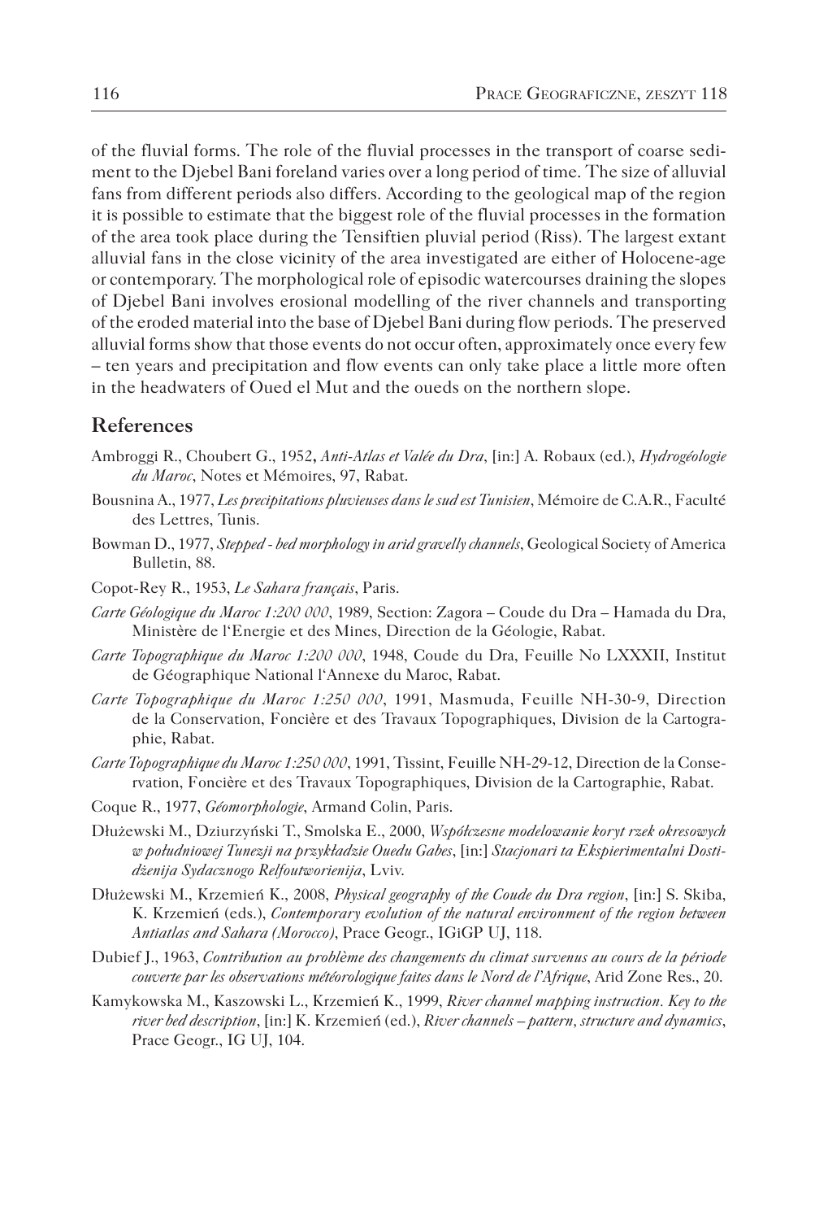of the fluvial forms. The role of the fluvial processes in the transport of coarse sediment to the Djebel Bani foreland varies over a long period of time. The size of alluvial fans from different periods also differs. According to the geological map of the region it is possible to estimate that the biggest role of the fluvial processes in the formation of the area took place during the Tensiftien pluvial period (Riss). The largest extant alluvial fans in the close vicinity of the area investigated are either of Holocene-age or contemporary. The morphological role of episodic watercourses draining the slopes of Djebel Bani involves erosional modelling of the river channels and transporting of the eroded material into the base of Djebel Bani during flow periods. The preserved alluvial forms show that those events do not occur often, approximately once every few – ten years and precipitation and flow events can only take place a little more often in the headwaters of Oued el Mut and the oueds on the northern slope.

## References

Ambroggi R., Choubert G., 1952, *Anti-Atlas et Valée du Dra*, [in:] A. Robaux (ed.), *Hydrogéologie du Maroc*, Notes et Mémoires, 97, Rabat.

Bousnina A., 1977, *Les precipitations pluvieuses dans le sud est Tunisien*, Mémoire de C.A.R., Faculté des Lettres, Tunis.

Bowman D., 1977, *Stepped - bed morphology in arid gravelly channels*, Geological Society of America Bulletin, 88.

Copot-Rey R., 1953, *Le Sahara français*, Paris.

*Carte Géologique du Maroc 1:200 000*, 1989, Section: Zagora – Coude du Dra – Hamada du Dra, Ministère de l'Energie et des Mines, Direction de la Géologie, Rabat.

*Carte Topographique du Maroc 1:200 000*, 1948, Coude du Dra, Feuille No LXXXII, Institut de Géographique National l'Annexe du Maroc, Rabat.

*Carte Topographique du Maroc 1:250 000*, 1991, Masmuda, Feuille NH-30-9, Direction de la Conservation, Foncière et des Travaux Topographiques, Division de la Cartographie, Rabat.

*Carte Topographique du Maroc 1:250 000*, 1991, Tissint, Feuille NH-29-12, Direction de la Conservation, Foncière et des Travaux Topographiques, Division de la Cartographie, Rabat.

Coque R., 1977, *Géomorphologie*, Armand Colin, Paris.

Dłużewski M., Dziurzyński T., Smolska E., 2000, *Współczesne modelowanie koryt rzek okresowych w południowej Tunezji na przykładzie Ouedu Gabes*, [in:] *Stacjonari ta Ekspierimentalni Dostidżenija Sydacznogo Relfoutworienija*, Lviv.

Dłużewski M., Krzemień K., 2008, *Physical geography of the Coude du Dra region*, [in:] S. Skiba, K. Krzemień (eds.), *Contemporary evolution of the natural environment of the region between Antiatlas and Sahara (Morocco)*, Prace Geogr., IGiGP UJ, 118.

Dubief J., 1963, *Contribution au problème des changements du climat survenus au cours de la période couverte par les observations météorologique faites dans le Nord de l'Afrique*, Arid Zone Res., 20.

Kamykowska M., Kaszowski L., Krzemień K., 1999, *River channel mapping instruction. Key to the river bed description*, [in:] K. Krzemień (ed.), *River channels – pattern, structure and dynamics*, Prace Geogr., IG UJ, 104.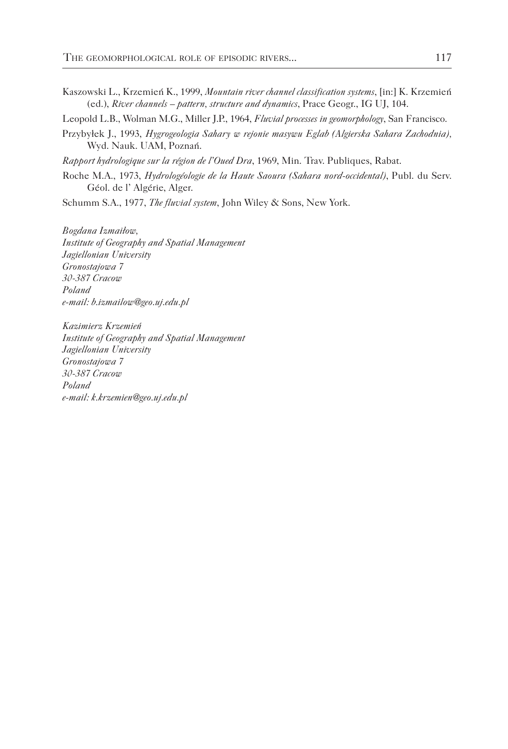Kaszowski L., Krzemień K., 1999, *Mountain river channel classification systems*, [in:] K. Krzemień (ed.), *River channels – pattern, structure and dynamics*, Prace Geogr., IG UJ, 104.

Leopold L.B., Wolman M.G., Miller J.P., 1964, *Fluvial processes in geomorphology*, San Francisco.

Przybyłek J., 1993, *Hygrogeologia Sahary w rejonie masywu Eglab (Algierska Sahara Zachodnia)*, Wyd. Nauk. UAM, Poznań.

*Rapport hydrologique sur la région de l'Oued Dra*, 1969, Min. Trav. Publiques, Rabat.

Roche M.A., 1973, *Hydrologéologie de la Haute Saoura (Sahara nord-occidental)*, Publ. du Serv. Géol. de l' Algérie, Alger.

Schumm S.A., 1977, *The fluvial system*, John Wiley & Sons, New York.

*Bogdana Izmaiłow,*
*Institute of Geography and Spatial Management*
*Jagiellonian University*
*Gronostajowa 7*
*30-387 Cracow*
*Poland*
*e-mail: b.izmailow@geo.uj.edu.pl*

*Kazimierz Krzemień*
*Institute of Geography and Spatial Management*
*Jagiellonian University*
*Gronostajowa 7*
*30-387 Cracow*
*Poland*
*e-mail: k.krzemien@geo.uj.edu.pl*